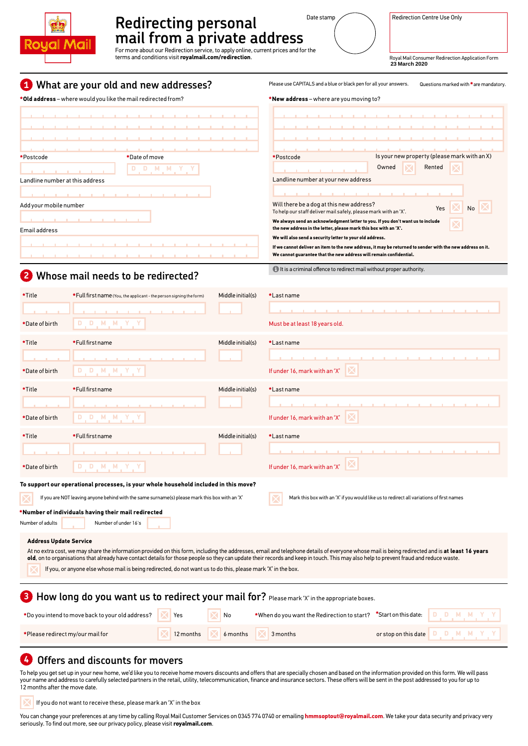Royal Mail

# Redirecting personal mail from a private address

For more about our Redirection service, to apply online, current prices and for the terms and conditions visit **royalmail.com/redirection**.

Date stamp

Redirection Centre Use Only

Royal Mail Consumer Redirection Application Form
**23 March 2020**

## 1 What are your old and new addresses?

Please use CAPITALS and a blue or black pen for all your answers. Questions marked with * are mandatory.

***Old address** – where would you like the mail redirected from?

*Postcode

*Date of move D D M M Y Y

Landline number at this address

Add your mobile number

Email address

***New address** – where are you moving to?

*Postcode

Is your new property (please mark with an X)

Owned ☐ Rented ☐

Landline number at your new address

Will there be a dog at this new address?
To help our staff deliver mail safely, please mark with an 'X'. Yes ☐ No ☐

**We always send an acknowledgment letter to you. If you don't want us to include the new address in the letter, please mark this box with an 'X'.** ☐

**We will also send a security letter to your old address.**

**If we cannot deliver an item to the new address, it may be returned to sender with the new address on it.**

**We cannot guarantee that the new address will remain confidential.**

## 2 Whose mail needs to be redirected?

It is a criminal offence to redirect mail without proper authority.

*Title | *Full first name (You, the applicant - the person signing the form) | Middle initial(s) | *Last name

*Date of birth D D M M Y Y — Must be at least 18 years old.

*Title | *Full first name | Middle initial(s) | *Last name

*Date of birth D D M M Y Y — If under 16, mark with an 'X' ☐

*Title | *Full first name | Middle initial(s) | *Last name

*Date of birth D D M M Y Y — If under 16, mark with an 'X' ☐

*Title | *Full first name | Middle initial(s) | *Last name

*Date of birth D D M M Y Y — If under 16, mark with an 'X' ☐

**To support our operational processes, is your whole household included in this move?**

☐ If you are NOT leaving anyone behind with the same surname(s) please mark this box with an 'X'

☐ Mark this box with an 'X' if you would like us to redirect all variations of first names

***Number of individuals having their mail redirected**

Number of adults ☐ Number of under 16's ☐

**Address Update Service**

At no extra cost, we may share the information provided on this form, including the addresses, email and telephone details of everyone whose mail is being redirected and is **at least 16 years old**, on to organisations that already have contact details for those people so they can update their records and keep in touch. This may also help to prevent fraud and reduce waste.

☐ If you, or anyone else whose mail is being redirected, do not want us to do this, please mark 'X' in the box.

## 3 How long do you want us to redirect your mail for? Please mark 'X' in the appropriate boxes.

*Do you intend to move back to your old address? ☐ Yes ☐ No

*When do you want the Redirection to start? *Start on this date: D D M M Y Y

*Please redirect my/our mail for ☐ 12 months ☐ 6 months ☐ 3 months

or stop on this date D D M M Y Y

## 4 Offers and discounts for movers

To help you get set up in your new home, we'd like you to receive home movers discounts and offers that are specially chosen and based on the information provided on this form. We will pass your name and address to carefully selected partners in the retail, utility, telecommunication, finance and insurance sectors. These offers will be sent in the post addressed to you for up to 12 months after the move date.

☐ If you do not want to receive these, please mark an 'X' in the box

You can change your preferences at any time by calling Royal Mail Customer Services on 0345 774 0740 or emailing **hmmsoptout@royalmail.com**. We take your data security and privacy very seriously. To find out more, see our privacy policy, please visit **royalmail.com**.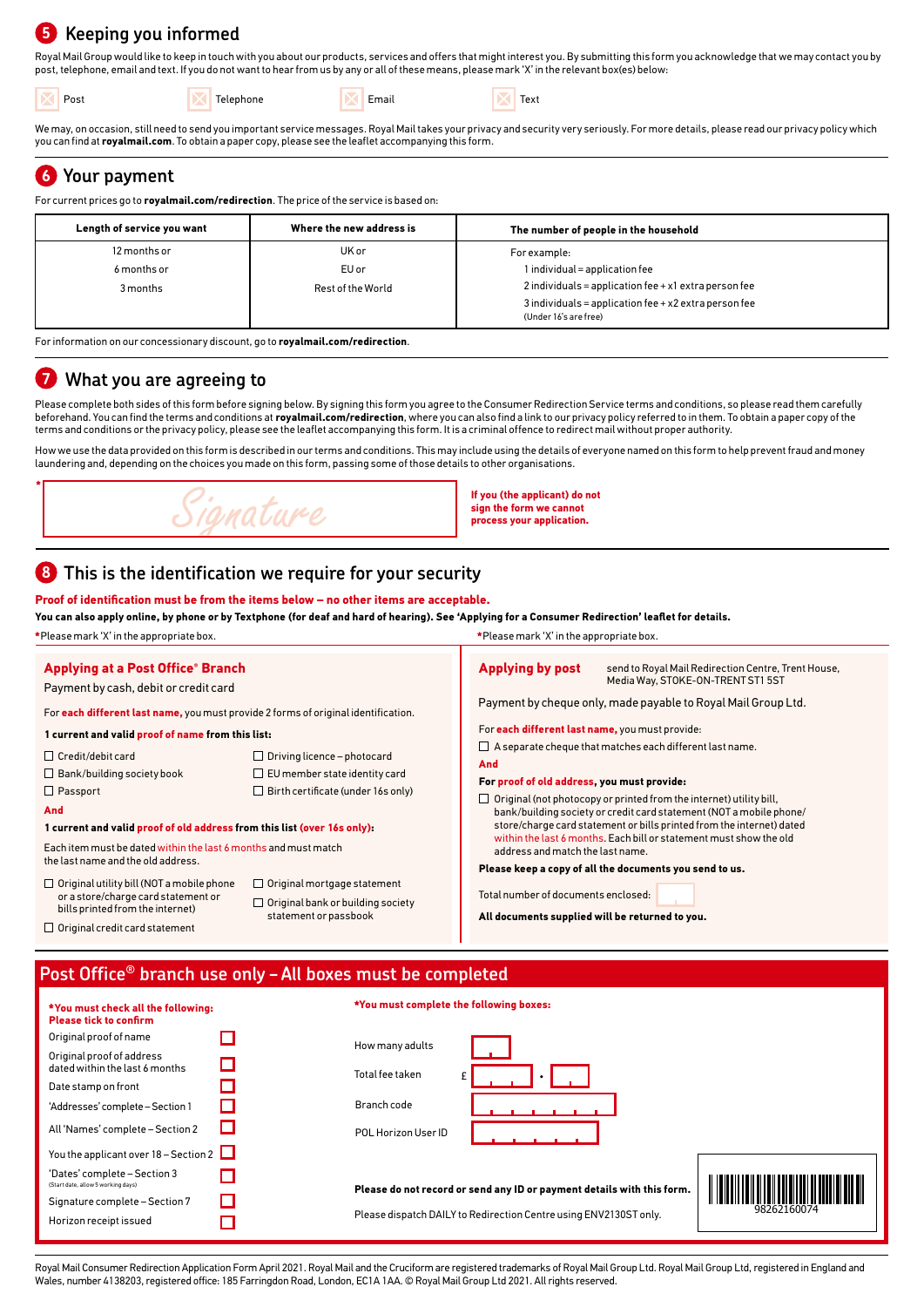## 5 Keeping you informed

Royal Mail Group would like to keep in touch with you about our products, services and offers that might interest you. By submitting this form you acknowledge that we may contact you by post, telephone, email and text. If you do not want to hear from us by any or all of these means, please mark 'X' in the relevant box(es) below:

☐ Post ☐ Telephone ☐ Email ☐ Text

We may, on occasion, still need to send you important service messages. Royal Mail takes your privacy and security very seriously. For more details, please read our privacy policy which you can find at **royalmail.com**. To obtain a paper copy, please see the leaflet accompanying this form.

## 6 Your payment

For current prices go to **royalmail.com/redirection**. The price of the service is based on:

| Length of service you want | Where the new address is | The number of people in the household |
|---|---|---|
| 12 months or<br>6 months or<br>3 months | UK or<br>EU or<br>Rest of the World | For example:<br>1 individual = application fee<br>2 individuals = application fee + x1 extra person fee<br>3 individuals = application fee + x2 extra person fee<br>(Under 16's are free) |

For information on our concessionary discount, go to **royalmail.com/redirection**.

## 7 What you are agreeing to

Please complete both sides of this form before signing below. By signing this form you agree to the Consumer Redirection Service terms and conditions, so please read them carefully beforehand. You can find the terms and conditions at **royalmail.com/redirection**, where you can also find a link to our privacy policy referred to in them. To obtain a paper copy of the terms and conditions or the privacy policy, please see the leaflet accompanying this form. It is a criminal offence to redirect mail without proper authority.

How we use the data provided on this form is described in our terms and conditions. This may include using the details of everyone named on this form to help prevent fraud and money laundering and, depending on the choices you made on this form, passing some of those details to other organisations.

* Signature

**If you (the applicant) do not sign the form we cannot process your application.**

## 8 This is the identification we require for your security

**Proof of identification must be from the items below – no other items are acceptable.**

**You can also apply online, by phone or by Textphone (for deaf and hard of hearing). See 'Applying for a Consumer Redirection' leaflet for details.**

*Please mark 'X' in the appropriate box.

### Applying at a Post Office® Branch

Payment by cash, debit or credit card

For **each different last name**, you must provide 2 forms of original identification.

**1 current and valid proof of name from this list:**

- ☐ Credit/debit card
- ☐ Bank/building society book
- ☐ Passport
- ☐ Driving licence – photocard
- ☐ EU member state identity card
- ☐ Birth certificate (under 16s only)

**And**

**1 current and valid proof of old address from this list (over 16s only):**

Each item must be dated within the last 6 months and must match the last name and the old address.

- ☐ Original utility bill (NOT a mobile phone or a store/charge card statement or bills printed from the internet)
- ☐ Original credit card statement
- ☐ Original mortgage statement
- ☐ Original bank or building society statement or passbook

*Please mark 'X' in the appropriate box.

### Applying by post

send to Royal Mail Redirection Centre, Trent House, Media Way, STOKE-ON-TRENT ST1 5ST

Payment by cheque only, made payable to Royal Mail Group Ltd.

For **each different last name,** you must provide:

- ☐ A separate cheque that matches each different last name.

**And**

**For proof of old address, you must provide:**

- ☐ Original (not photocopy or printed from the internet) utility bill, bank/building society or credit card statement (NOT a mobile phone/store/charge card statement or bills printed from the internet) dated within the last 6 months. Each bill or statement must show the old address and match the last name.

**Please keep a copy of all the documents you send to us.**

Total number of documents enclosed: ☐

**All documents supplied will be returned to you.**

## Post Office® branch use only – All boxes must be completed

***You must check all the following: Please tick to confirm**

- Original proof of name ☐
- Original proof of address dated within the last 6 months ☐
- Date stamp on front ☐
- 'Addresses' complete – Section 1 ☐
- All 'Names' complete – Section 2 ☐
- You the applicant over 18 – Section 2 ☐
- 'Dates' complete – Section 3 (Start date, allow 5 working days) ☐
- Signature complete – Section 7 ☐
- Horizon receipt issued ☐

***You must complete the following boxes:**

- How many adults ☐
- Total fee taken £ ☐ . ☐
- Branch code ☐
- POL Horizon User ID ☐

**Please do not record or send any ID or payment details with this form.**

Please dispatch DAILY to Redirection Centre using ENV2130ST only.

98262160074

Royal Mail Consumer Redirection Application Form April 2021. Royal Mail and the Cruciform are registered trademarks of Royal Mail Group Ltd. Royal Mail Group Ltd, registered in England and Wales, number 4138203, registered office: 185 Farringdon Road, London, EC1A 1AA. © Royal Mail Group Ltd 2021. All rights reserved.